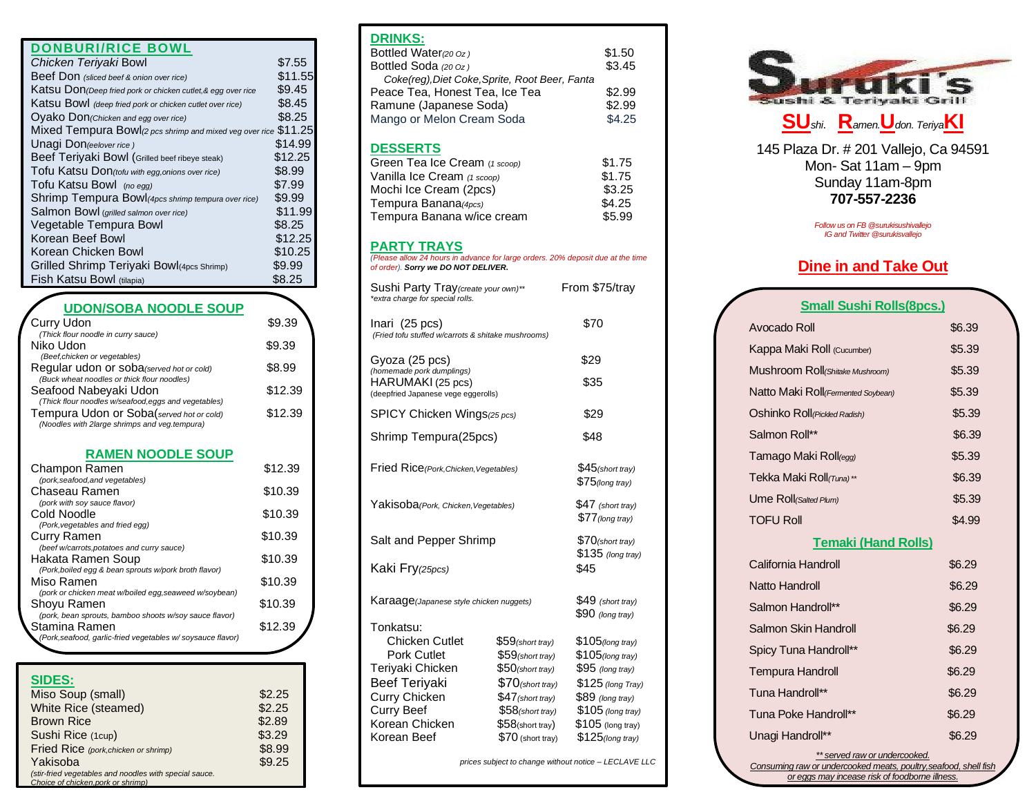## DONBURI/RICE BOWL

| Item | Price |
|---|---|
| *Chicken Teriyaki* Bowl | $7.55 |
| Beef Don *(sliced beef & onion over rice)* | $11.55 |
| Katsu Don *(Deep fried pork or chicken cutlet,& egg over rice* | $9.45 |
| Katsu Bowl *(deep fried pork or chicken cutlet over rice)* | $8.45 |
| Oyako Don *(Chicken and egg over rice)* | $8.25 |
| Mixed Tempura Bowl *(2 pcs shrimp and mixed veg over rice* | $11.25 |
| Unagi Don *(eelover rice )* | $14.99 |
| Beef Teriyaki Bowl (Grilled beef ribeye steak) | $12.25 |
| Tofu Katsu Don *(tofu with egg,onions over rice)* | $8.99 |
| Tofu Katsu Bowl *(no egg)* | $7.99 |
| Shrimp Tempura Bowl *(4pcs shrimp tempura over rice)* | $9.99 |
| Salmon Bowl *(grilled salmon over rice)* | $11.99 |
| Vegetable Tempura Bowl | $8.25 |
| Korean Beef Bowl | $12.25 |
| Korean Chicken Bowl | $10.25 |
| Grilled Shrimp Teriyaki Bowl (4pcs Shrimp) | $9.99 |
| Fish Katsu Bowl *(tilapia)* | $8.25 |

## UDON/SOBA NOODLE SOUP

| Item | Price |
|---|---|
| Curry Udon *(Thick flour noodle in curry sauce)* | $9.39 |
| Niko Udon *(Beef,chicken or vegetables)* | $9.39 |
| Regular udon or soba *(served hot or cold)* *(Buck wheat noodles or thick flour noodles)* | $8.99 |
| Seafood Nabeyaki Udon *(Thick flour noodles w/seafood,eggs and vegetables)* | $12.39 |
| Tempura Udon or Soba *(served hot or cold)* *(Noodles with 2large shrimps and veg.tempura)* | $12.39 |

## RAMEN NOODLE SOUP

| Item | Price |
|---|---|
| Champon Ramen *(pork,seafood,and vegetables)* | $12.39 |
| Chaseau Ramen *(pork with soy sauce flavor)* | $10.39 |
| Cold Noodle *(Pork,vegetables and fried egg)* | $10.39 |
| Curry Ramen *(beef w/carrots,potatoes and curry sauce)* | $10.39 |
| Hakata Ramen Soup *(Pork,boiled egg & bean sprouts w/pork broth flavor)* | $10.39 |
| Miso Ramen *(pork or chicken meat w/boiled egg,seaweed w/soybean)* | $10.39 |
| Shoyu Ramen *(pork, bean sprouts, bamboo shoots w/soy sauce flavor)* | $10.39 |
| Stamina Ramen *(Pork,seafood, garlic-fried vegetables w/ soysauce flavor)* | $12.39 |

## SIDES:

| Item | Price |
|---|---|
| Miso Soup (small) | $2.25 |
| White Rice (steamed) | $2.25 |
| Brown Rice | $2.89 |
| Sushi Rice (1cup) | $3.29 |
| Fried Rice *(pork,chicken or shrimp)* | $8.99 |
| Yakisoba *(stir-fried vegetables and noodles with special sauce. Choice of chicken,pork or shrimp)* | $9.25 |

## DRINKS:

| Item | Price |
|---|---|
| Bottled Water *(20 Oz )* | $1.50 |
| Bottled Soda *(20 Oz )* *Coke(reg),Diet Coke,Sprite, Root Beer, Fanta* | $3.45 |
| Peace Tea, Honest Tea, Ice Tea | $2.99 |
| Ramune (Japanese Soda) | $2.99 |
| Mango or Melon Cream Soda | $4.25 |

## DESSERTS

| Item | Price |
|---|---|
| Green Tea Ice Cream *(1 scoop)* | $1.75 |
| Vanilla Ice Cream *(1 scoop)* | $1.75 |
| Mochi Ice Cream (2pcs) | $3.25 |
| Tempura Banana *(4pcs)* | $4.25 |
| Tempura Banana w/ice cream | $5.99 |

## PARTY TRAYS

*(Please allow 24 hours in advance for large orders. 20% deposit due at the time of order).* ***Sorry we DO NOT DELIVER.***

| Item | Short tray | Long tray |
|---|---|---|
| Sushi Party Tray *(create your own)*** *\*extra charge for special rolls.* | From $75/tray | |
| Inari (25 pcs) *(Fried tofu stuffed w/carrots & shitake mushrooms)* | $70 | |
| Gyoza (25 pcs) *(homemade pork dumplings)* | $29 | |
| HARUMAKI (25 pcs) (deepfried Japanese vege eggerolls) | $35 | |
| SPICY Chicken Wings *(25 pcs)* | $29 | |
| Shrimp Tempura(25pcs) | $48 | |
| Fried Rice *(Pork,Chicken,Vegetables)* | $45 *(short tray)* | $75 *(long tray)* |
| Yakisoba *(Pork, Chicken,Vegetables)* | $47 *(short tray)* | $77 *(long tray)* |
| Salt and Pepper Shrimp | $70 *(short tray)* | $135 *(long tray)* |
| Kaki Fry *(25pcs)* | $45 | |
| Karaage *(Japanese style chicken nuggets)* | $49 *(short tray)* | $90 *(long tray)* |
| Tonkatsu: Chicken Cutlet | $59 *(short tray)* | $105 *(long tray)* |
| Tonkatsu: Pork Cutlet | $59 *(short tray)* | $105 *(long tray)* |
| Teriyaki Chicken | $50 *(short tray)* | $95 *(long tray)* |
| Beef Teriyaki | $70 *(short tray)* | $125 *(long Tray)* |
| Curry Chicken | $47 *(short tray)* | $89 *(long tray)* |
| Curry Beef | $58 *(short tray)* | $105 *(long tray)* |
| Korean Chicken | $58 (short tray) | $105 (long tray) |
| Korean Beef | $70 (short tray) | $125 *(long tray)* |

*prices subject to change without notice – LECLAVE LLC*

# Suruki's
Sushi & Teriyaki Grill

**SU***shi.* **R***amen.***U***don. Teriya***KI**

145 Plaza Dr. # 201 Vallejo, Ca 94591
Mon- Sat 11am – 9pm
Sunday 11am-8pm
**707-557-2236**

*Follow us on FB @surukisushivallejo*
*IG and Twitter @surukisvallejo*

## Dine in and Take Out

### Small Sushi Rolls(8pcs.)

| Item | Price |
|---|---|
| Avocado Roll | $6.39 |
| Kappa Maki Roll (Cucumber) | $5.39 |
| Mushroom Roll *(Shitake Mushroom)* | $5.39 |
| Natto Maki Roll *(Fermented Soybean)* | $5.39 |
| Oshinko Roll *(Pickled Radish)* | $5.39 |
| Salmon Roll** | $6.39 |
| Tamago Maki Roll *(egg)* | $5.39 |
| Tekka Maki Roll *(Tuna)* ** | $6.39 |
| Ume Roll *(Salted Plum)* | $5.39 |
| TOFU Roll | $4.99 |

### Temaki (Hand Rolls)

| Item | Price |
|---|---|
| California Handroll | $6.29 |
| Natto Handroll | $6.29 |
| Salmon Handroll** | $6.29 |
| Salmon Skin Handroll | $6.29 |
| Spicy Tuna Handroll** | $6.29 |
| Tempura Handroll | $6.29 |
| Tuna Handroll** | $6.29 |
| Tuna Poke Handroll** | $6.29 |
| Unagi Handroll** | $6.29 |

*\*\* served raw or undercooked.*
*Consuming raw or undercooked meats, poultry,seafood, shell fish or eggs may incease risk of foodborne illness.*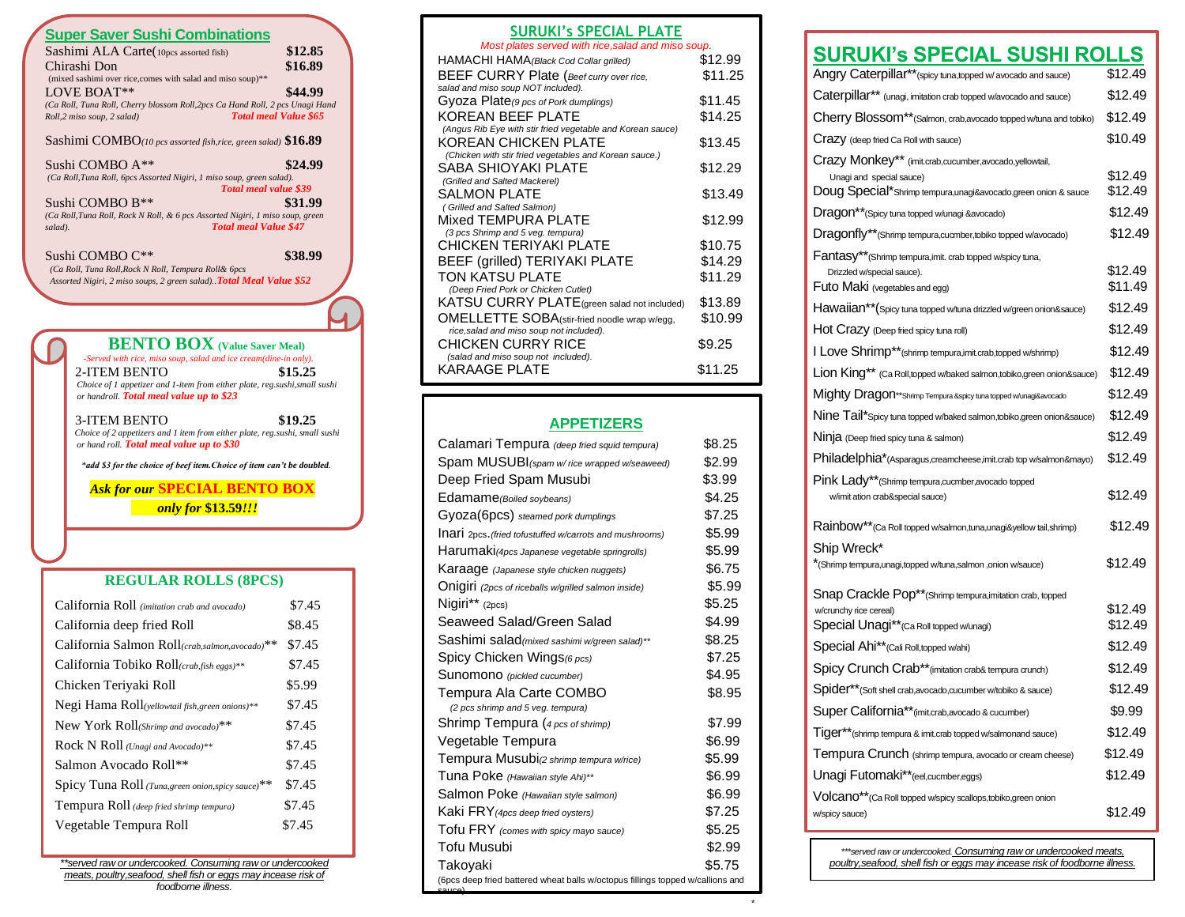## Super Saver Sushi Combinations

| | |
|---|---|
| Sashimi ALA Carte(10pcs assorted fish) | $12.85 |
| Chirashi Don (mixed sashimi over rice,comes with salad and miso soup)** | $16.89 |
| LOVE BOAT** *(Ca Roll, Tuna Roll, Cherry blossom Roll,2pcs Ca Hand Roll, 2 pcs Unagi Hand Roll,2 miso soup, 2 salad)* ***Total meal Value $65*** | $44.99 |
| Sashimi COMBO*(10 pcs assorted fish,rice, green salad)* | $16.89 |
| Sushi COMBO A** *(Ca Roll,Tuna Roll, 6pcs Assorted Nigiri, 1 miso soup, green salad).* ***Total meal value $39*** | $24.99 |
| Sushi COMBO B** *(Ca Roll,Tuna Roll, Rock N Roll, & 6 pcs Assorted Nigiri, 1 miso soup, green salad).* ***Total meal Value $47*** | $31.99 |
| Sushi COMBO C** *(Ca Roll, Tuna Roll,Rock N Roll, Tempura Roll& 6pcs Assorted Nigiri, 2 miso soups, 2 green salad)..* ***Total Meal Value $52*** | $38.99 |

## BENTO BOX (Value Saver Meal)

*-Served with rice, miso soup, salad and ice cream(dine-in only).*

| | |
|---|---|
| 2-ITEM BENTO *Choice of 1 appetizer and 1-item from either plate, reg.sushi,small sushi or handroll.* ***Total meal value up to $23*** | $15.25 |
| 3-ITEM BENTO *Choice of 2 appetizers and 1 item from either plate, reg.sushi, small sushi or hand roll.* ***Total meal value up to $30*** | $19.25 |

**\*add $3 for the choice of beef item.Choice of item can't be doubled.**

***Ask for our* SPECIAL BENTO BOX**
***only for* $13.59!!!**

## REGULAR ROLLS (8PCS)

| | |
|---|---|
| California Roll *(imitation crab and avocado)* | $7.45 |
| California deep fried Roll | $8.45 |
| California Salmon Roll*(crab,salmon,avocado)*** | $7.45 |
| California Tobiko Roll*(crab,fish eggs)*** | $7.45 |
| Chicken Teriyaki Roll | $5.99 |
| Negi Hama Roll*(yellowtail fish,green onions)*** | $7.45 |
| New York Roll*(Shrimp and avocado)*** | $7.45 |
| Rock N Roll *(Unagi and Avocado)*** | $7.45 |
| Salmon Avocado Roll** | $7.45 |
| Spicy Tuna Roll *(Tuna,green onion,spicy sauce)*** | $7.45 |
| Tempura Roll *(deep fried shrimp tempura)* | $7.45 |
| Vegetable Tempura Roll | $7.45 |

*\*\*served raw or undercooked. Consuming raw or undercooked meats, poultry,seafood, shell fish or eggs may incease risk of foodborne illness.*

## SURUKI's SPECIAL PLATE

*Most plates served with rice,salad and miso soup.*

| | |
|---|---|
| HAMACHI HAMA*(Black Cod Collar grilled)* | $12.99 |
| BEEF CURRY Plate (*Beef curry over rice, salad and miso soup NOT included).* | $11.25 |
| Gyoza Plate*(9 pcs of Pork dumplings)* | $11.45 |
| KOREAN BEEF PLATE *(Angus Rib Eye with stir fried vegetable and Korean sauce)* | $14.25 |
| KOREAN CHICKEN PLATE *(Chicken with stir fried vegetables and Korean sauce.)* | $13.45 |
| SABA SHIOYAKI PLATE *(Grilled and Salted Mackerel)* | $12.29 |
| SALMON PLATE *( Grilled and Salted Salmon)* | $13.49 |
| Mixed TEMPURA PLATE *(3 pcs Shrimp and 5 veg. tempura)* | $12.99 |
| CHICKEN TERIYAKI PLATE | $10.75 |
| BEEF (grilled) TERIYAKI PLATE | $14.29 |
| TON KATSU PLATE *(Deep Fried Pork or Chicken Cutlet)* | $11.29 |
| KATSU CURRY PLATE(green salad not included) | $13.89 |
| OMELLETTE SOBA(stir-fried noodle wrap w/egg, *rice,salad and miso soup not included).* | $10.99 |
| CHICKEN CURRY RICE *(salad and miso soup not included).* | $9.25 |
| KARAAGE PLATE | $11.25 |

## APPETIZERS

| | |
|---|---|
| Calamari Tempura *(deep fried squid tempura)* | $8.25 |
| Spam MUSUBI*(spam w/ rice wrapped w/seaweed)* | $2.99 |
| Deep Fried Spam Musubi | $3.99 |
| Edamame*(Boiled soybeans)* | $4.25 |
| Gyoza(6pcs) *steamed pork dumplings* | $7.25 |
| Inari 2pcs.*(fried tofustuffed w/carrots and mushrooms)* | $5.99 |
| Harumaki*(4pcs Japanese vegetable springrolls)* | $5.99 |
| Karaage *(Japanese style chicken nuggets)* | $6.75 |
| Onigiri *(2pcs of riceballs w/grilled salmon inside)* | $5.99 |
| Nigiri** *(2pcs)* | $5.25 |
| Seaweed Salad/Green Salad | $4.99 |
| Sashimi salad*(mixed sashimi w/green salad)*** | $8.25 |
| Spicy Chicken Wings*(6 pcs)* | $7.25 |
| Sunomono *(pickled cucumber)* | $4.95 |
| Tempura Ala Carte COMBO *(2 pcs shrimp and 5 veg. tempura)* | $8.95 |
| Shrimp Tempura (*4 pcs of shrimp)* | $7.99 |
| Vegetable Tempura | $6.99 |
| Tempura Musubi*(2 shrimp tempura w/rice)* | $5.99 |
| Tuna Poke *(Hawaiian style Ahi)*** | $6.99 |
| Salmon Poke *(Hawaiian style salmon)* | $6.99 |
| Kaki FRY*(4pcs deep fried oysters)* | $7.25 |
| Tofu FRY *(comes with spicy mayo sauce)* | $5.25 |
| Tofu Musubi | $2.99 |
| Takoyaki (6pcs deep fried battered wheat balls w/octopus fillings topped w/callions and sauce) | $5.75 |

## SURUKI's SPECIAL SUSHI ROLLS

| | |
|---|---|
| Angry Caterpillar**(spicy tuna,topped w/ avocado and sauce) | $12.49 |
| Caterpillar** (unagi, imitation crab topped w/avocado and sauce) | $12.49 |
| Cherry Blossom**(Salmon, crab,avocado topped w/tuna and tobiko) | $12.49 |
| Crazy (deep fried Ca Roll with sauce) | $10.49 |
| Crazy Monkey** (imit.crab,cucumber,avocado,yellowtail, Unagi and special sauce) | $12.49 |
| Doug Special*Shrimp tempura,unagi&avocado,green onion & sauce | $12.49 |
| Dragon**(Spicy tuna topped w/unagi &avocado) | $12.49 |
| Dragonfly**(Shrimp tempura,cucmber,tobiko topped w/avocado) | $12.49 |
| Fantasy**(Shrimp tempura,imit. crab topped w/spicy tuna, Drizzled w/special sauce). | $12.49 |
| Futo Maki (vegetables and egg) | $11.49 |
| Hawaiian**(Spicy tuna topped w/tuna drizzled w/green onion&sauce) | $12.49 |
| Hot Crazy (Deep fried spicy tuna roll) | $12.49 |
| I Love Shrimp**(shrimp tempura,imit.crab,topped w/shrimp) | $12.49 |
| Lion King** (Ca Roll,topped w/baked salmon,tobiko,green onion&sauce) | $12.49 |
| Mighty Dragon**Shrimp Tempura &spicy tuna topped w/unagi&avocado | $12.49 |
| Nine Tail*Spicy tuna topped w/baked salmon,tobiko,green onion&sauce) | $12.49 |
| Ninja (Deep fried spicy tuna & salmon) | $12.49 |
| Philadelphia*(Asparagus,creamcheese,imit.crab top w/salmon&mayo) | $12.49 |
| Pink Lady**(Shrimp tempura,cucmber,avocado topped w/imit ation crab&special sauce) | $12.49 |
| Rainbow**(Ca Roll topped w/salmon,tuna,unagi&yellow tail,shrimp) | $12.49 |
| Ship Wreck* *(Shrimp tempura,unagi,topped w/tuna,salmon ,onion w/sauce) | $12.49 |
| Snap Crackle Pop**(Shrimp tempura,imitation crab, topped w/crunchy rice cereal) | $12.49 |
| Special Unagi**(Ca Roll topped w/unagi) | $12.49 |
| Special Ahi**(Cali Roll,topped w/ahi) | $12.49 |
| Spicy Crunch Crab**(imitation crab& tempura crunch) | $12.49 |
| Spider**(Soft shell crab,avocado,cucumber w/tobiko & sauce) | $12.49 |
| Super California**(imit.crab,avocado & cucumber) | $9.99 |
| Tiger**(shrimp tempura & imit.crab topped w/salmonand sauce) | $12.49 |
| Tempura Crunch (shrimp tempura, avocado or cream cheese) | $12.49 |
| Unagi Futomaki**(eel,cucmber,eggs) | $12.49 |
| Volcano**(Ca Roll topped w/spicy scallops,tobiko,green onion w/spicy sauce) | $12.49 |

*\*\*\*served raw or undercooked. Consuming raw or undercooked meats, poultry,seafood, shell fish or eggs may increase risk of foodborne illness.*